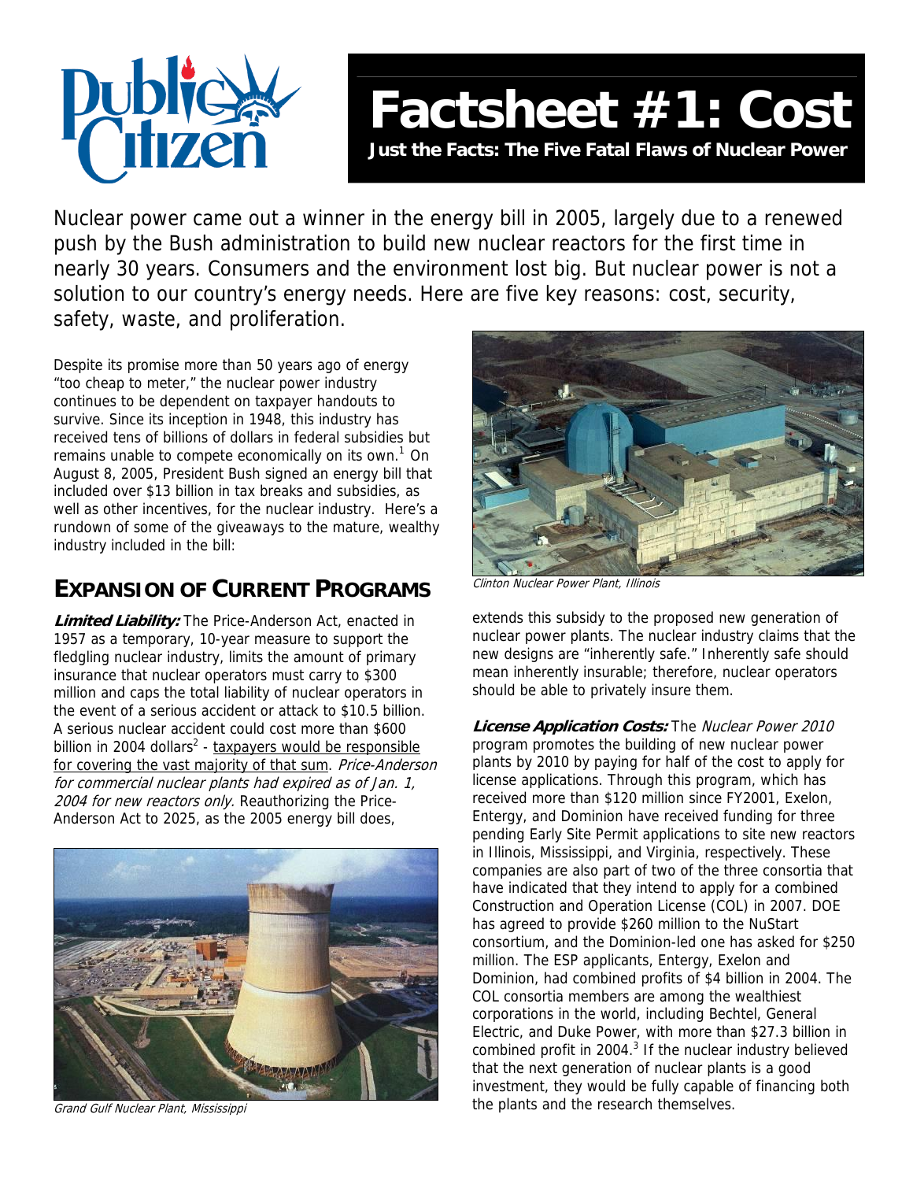# Factsheet #1: Cost

**Just the Facts: The Five Fatal Flaws of Nuclear Power**

Nuclear power came out a winner in the energy bill in 2005, largely due to a renewed push by the Bush administration to build new nuclear reactors for the first time in nearly 30 years. Consumers and the environment lost big. But nuclear power is not a solution to our country's energy needs. Here are five key reasons: cost, security, safety, waste, and proliferation.

Despite its promise more than 50 years ago of energy "too cheap to meter," the nuclear power industry continues to be dependent on taxpayer handouts to survive. Since its inception in 1948, this industry has received tens of billions of dollars in federal subsidies but remains unable to compete economically on its own.[1] On August 8, 2005, President Bush signed an energy bill that included over $13 billion in tax breaks and subsidies, as well as other incentives, for the nuclear industry. Here's a rundown of some of the giveaways to the mature, wealthy industry included in the bill:

## Expansion of Current Programs

***Limited Liability:*** The Price-Anderson Act, enacted in 1957 as a temporary, 10-year measure to support the fledgling nuclear industry, limits the amount of primary insurance that nuclear operators must carry to $300 million and caps the total liability of nuclear operators in the event of a serious accident or attack to $10.5 billion. A serious nuclear accident could cost more than $600 billion in 2004 dollars[2] - taxpayers would be responsible for covering the vast majority of that sum. *Price-Anderson for commercial nuclear plants had expired as of Jan. 1, 2004 for new reactors only.* Reauthorizing the Price-Anderson Act to 2025, as the 2005 energy bill does, extends this subsidy to the proposed new generation of nuclear power plants. The nuclear industry claims that the new designs are "inherently safe." Inherently safe should mean inherently insurable; therefore, nuclear operators should be able to privately insure them.

Grand Gulf Nuclear Plant, Mississippi

Clinton Nuclear Power Plant, Illinois

***License Application Costs:*** The *Nuclear Power 2010* program promotes the building of new nuclear power plants by 2010 by paying for half of the cost to apply for license applications. Through this program, which has received more than $120 million since FY2001, Exelon, Entergy, and Dominion have received funding for three pending Early Site Permit applications to site new reactors in Illinois, Mississippi, and Virginia, respectively. These companies are also part of two of the three consortia that have indicated that they intend to apply for a combined Construction and Operation License (COL) in 2007. DOE has agreed to provide $260 million to the NuStart consortium, and the Dominion-led one has asked for $250 million. The ESP applicants, Entergy, Exelon and Dominion, had combined profits of $4 billion in 2004. The COL consortia members are among the wealthiest corporations in the world, including Bechtel, General Electric, and Duke Power, with more than $27.3 billion in combined profit in 2004.[3] If the nuclear industry believed that the next generation of nuclear plants is a good investment, they would be fully capable of financing both the plants and the research themselves.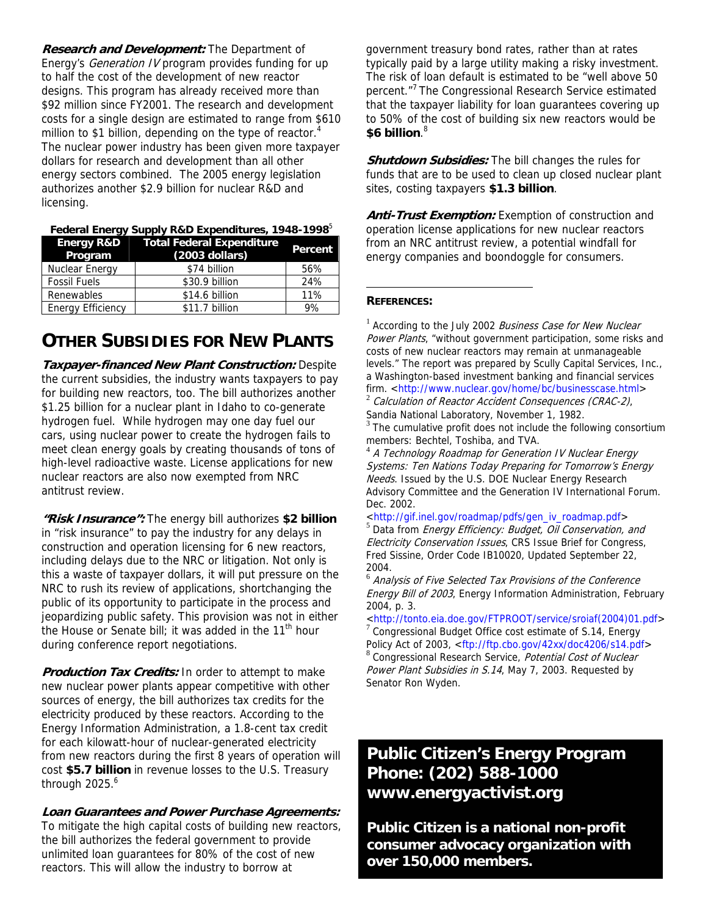***Research and Development:*** The Department of Energy's *Generation IV* program provides funding for up to half the cost of the development of new reactor designs. This program has already received more than $92 million since FY2001. The research and development costs for a single design are estimated to range from $610 million to $1 billion, depending on the type of reactor.[4] The nuclear power industry has been given more taxpayer dollars for research and development than all other energy sectors combined. The 2005 energy legislation authorizes another $2.9 billion for nuclear R&D and licensing.

**Federal Energy Supply R&D Expenditures, 1948-1998**[5]

| Energy R&D Program | Total Federal Expenditure (2003 dollars) | Percent |
|---|---|---|
| Nuclear Energy | $74 billion | 56% |
| Fossil Fuels | $30.9 billion | 24% |
| Renewables | $14.6 billion | 11% |
| Energy Efficiency | $11.7 billion | 9% |

## OTHER SUBSIDIES FOR NEW PLANTS

***Taxpayer-financed New Plant Construction:*** Despite the current subsidies, the industry wants taxpayers to pay for building new reactors, too. The bill authorizes another $1.25 billion for a nuclear plant in Idaho to co-generate hydrogen fuel. While hydrogen may one day fuel our cars, using nuclear power to create the hydrogen fails to meet clean energy goals by creating thousands of tons of high-level radioactive waste. License applications for new nuclear reactors are also now exempted from NRC antitrust review.

***"Risk Insurance":*** The energy bill authorizes **$2 billion** in "risk insurance" to pay the industry for any delays in construction and operation licensing for 6 new reactors, including delays due to the NRC or litigation. Not only is this a waste of taxpayer dollars, it will put pressure on the NRC to rush its review of applications, shortchanging the public of its opportunity to participate in the process and jeopardizing public safety. This provision was not in either the House or Senate bill; it was added in the 11th hour during conference report negotiations.

***Production Tax Credits:*** In order to attempt to make new nuclear power plants appear competitive with other sources of energy, the bill authorizes tax credits for the electricity produced by these reactors. According to the Energy Information Administration, a 1.8-cent tax credit for each kilowatt-hour of nuclear-generated electricity from new reactors during the first 8 years of operation will cost **$5.7 billion** in revenue losses to the U.S. Treasury through 2025.[6]

***Loan Guarantees and Power Purchase Agreements:*** To mitigate the high capital costs of building new reactors, the bill authorizes the federal government to provide unlimited loan guarantees for 80% of the cost of new reactors. This will allow the industry to borrow at government treasury bond rates, rather than at rates typically paid by a large utility making a risky investment. The risk of loan default is estimated to be "well above 50 percent."[7] The Congressional Research Service estimated that the taxpayer liability for loan guarantees covering up to 50% of the cost of building six new reactors would be **$6 billion**.[8]

***Shutdown Subsidies:*** The bill changes the rules for funds that are to be used to clean up closed nuclear plant sites, costing taxpayers **$1.3 billion**.

***Anti-Trust Exemption:*** Exemption of construction and operation license applications for new nuclear reactors from an NRC antitrust review, a potential windfall for energy companies and boondoggle for consumers.

---

**REFERENCES:**

[1] According to the July 2002 *Business Case for New Nuclear Power Plants*, "without government participation, some risks and costs of new nuclear reactors may remain at unmanageable levels." The report was prepared by Scully Capital Services, Inc., a Washington-based investment banking and financial services firm. <http://www.nuclear.gov/home/bc/businesscase.html>

[2] *Calculation of Reactor Accident Consequences (CRAC-2)*, Sandia National Laboratory, November 1, 1982.

[3] The cumulative profit does not include the following consortium members: Bechtel, Toshiba, and TVA.

[4] *A Technology Roadmap for Generation IV Nuclear Energy Systems: Ten Nations Today Preparing for Tomorrow's Energy Needs*. Issued by the U.S. DOE Nuclear Energy Research Advisory Committee and the Generation IV International Forum. Dec. 2002. <http://gif.inel.gov/roadmap/pdfs/gen_iv_roadmap.pdf>

[5] Data from *Energy Efficiency: Budget, Oil Conservation, and Electricity Conservation Issues*, CRS Issue Brief for Congress, Fred Sissine, Order Code IB10020, Updated September 22, 2004.

[6] *Analysis of Five Selected Tax Provisions of the Conference Energy Bill of 2003*, Energy Information Administration, February 2004, p. 3. <http://tonto.eia.doe.gov/FTPROOT/service/sroiaf(2004)01.pdf>

[7] Congressional Budget Office cost estimate of S.14, Energy Policy Act of 2003, <ftp://ftp.cbo.gov/42xx/doc4206/s14.pdf>

[8] Congressional Research Service, *Potential Cost of Nuclear Power Plant Subsidies in S.14*, May 7, 2003. Requested by Senator Ron Wyden.

**Public Citizen's Energy Program**
**Phone: (202) 588-1000**
**www.energyactivist.org**

**Public Citizen is a national non-profit consumer advocacy organization with over 150,000 members.**